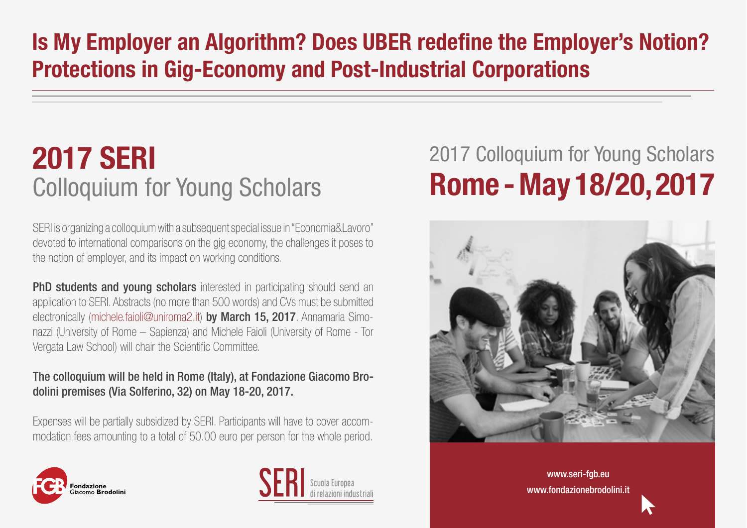# Is My Employer an Algorithm? Does UBER redefine the Employer's Notion? Protections in Gig-Economy and Post-Industrial Corporations

## 2017 SERI
Colloquium for Young Scholars

SERI is organizing a colloquium with a subsequent special issue in "Economia&Lavoro" devoted to international comparisons on the gig economy, the challenges it poses to the notion of employer, and its impact on working conditions.

**PhD students and young scholars** interested in participating should send an application to SERI. Abstracts (no more than 500 words) and CVs must be submitted electronically (michele.faioli@uniroma2.it) **by March 15, 2017**. Annamaria Simonazzi (University of Rome – Sapienza) and Michele Faioli (University of Rome - Tor Vergata Law School) will chair the Scientific Committee.

**The colloquium will be held in Rome (Italy), at Fondazione Giacomo Brodolini premises (Via Solferino, 32) on May 18-20, 2017.**

Expenses will be partially subsidized by SERI. Participants will have to cover accommodation fees amounting to a total of 50.00 euro per person for the whole period.

FGB Fondazione Giacomo Brodolini

SERI Scuola Europea di relazioni industriali

2017 Colloquium for Young Scholars

## Rome - May 18/20, 2017

www.seri-fgb.eu

www.fondazionebrodolini.it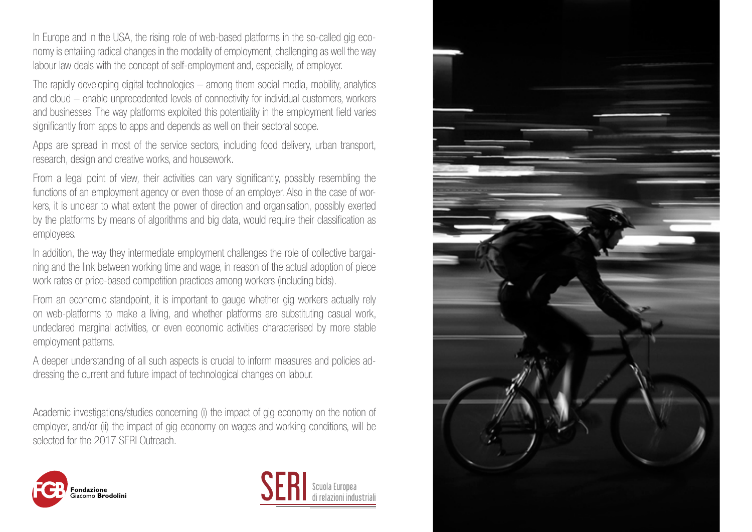In Europe and in the USA, the rising role of web-based platforms in the so-called gig economy is entailing radical changes in the modality of employment, challenging as well the way labour law deals with the concept of self-employment and, especially, of employer.

The rapidly developing digital technologies – among them social media, mobility, analytics and cloud – enable unprecedented levels of connectivity for individual customers, workers and businesses. The way platforms exploited this potentiality in the employment field varies significantly from apps to apps and depends as well on their sectoral scope.

Apps are spread in most of the service sectors, including food delivery, urban transport, research, design and creative works, and housework.

From a legal point of view, their activities can vary significantly, possibly resembling the functions of an employment agency or even those of an employer. Also in the case of workers, it is unclear to what extent the power of direction and organisation, possibly exerted by the platforms by means of algorithms and big data, would require their classification as employees.

In addition, the way they intermediate employment challenges the role of collective bargaining and the link between working time and wage, in reason of the actual adoption of piece work rates or price-based competition practices among workers (including bids).

From an economic standpoint, it is important to gauge whether gig workers actually rely on web-platforms to make a living, and whether platforms are substituting casual work, undeclared marginal activities, or even economic activities characterised by more stable employment patterns.

A deeper understanding of all such aspects is crucial to inform measures and policies addressing the current and future impact of technological changes on labour.

Academic investigations/studies concerning (i) the impact of gig economy on the notion of employer, and/or (ii) the impact of gig economy on wages and working conditions, will be selected for the 2017 SERI Outreach.

FGB Fondazione Giacomo Brodolini

SERI Scuola Europea di relazioni industriali